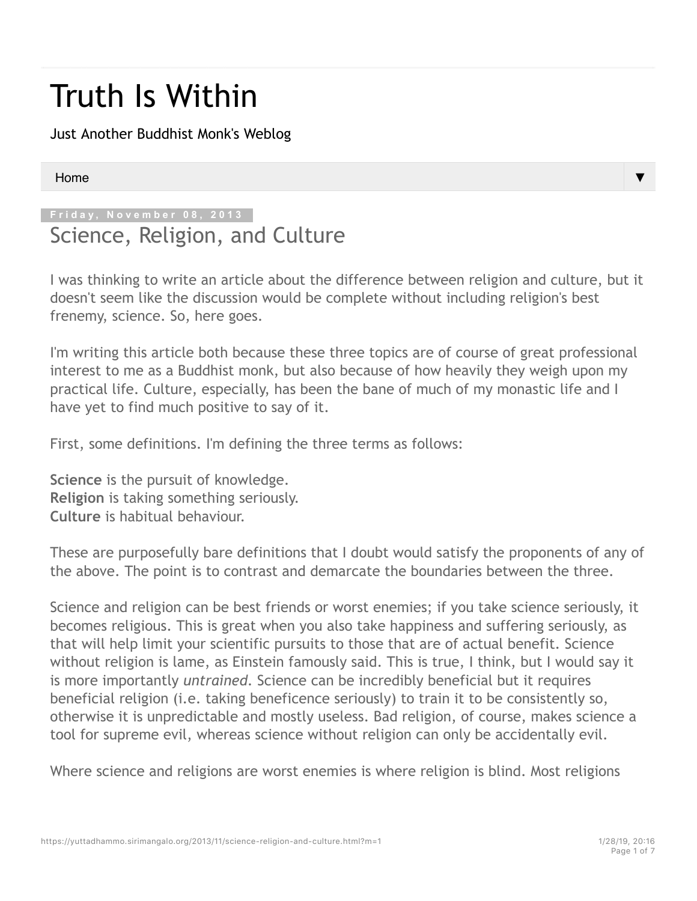# Truth Is Within

Just Another Buddhist Monk's Weblog

Home

Friday, November 08, 2013

## Science, Religion, and Culture

I was thinking to write an article about the difference between religion and culture, but it doesn't seem like the discussion would be complete without including religion's best frenemy, science. So, here goes.

I'm writing this article both because these three topics are of course of great professional interest to me as a Buddhist monk, but also because of how heavily they weigh upon my practical life. Culture, especially, has been the bane of much of my monastic life and I have yet to find much positive to say of it.

First, some definitions. I'm defining the three terms as follows:

**Science** is the pursuit of knowledge.
**Religion** is taking something seriously.
**Culture** is habitual behaviour.

These are purposefully bare definitions that I doubt would satisfy the proponents of any of the above. The point is to contrast and demarcate the boundaries between the three.

Science and religion can be best friends or worst enemies; if you take science seriously, it becomes religious. This is great when you also take happiness and suffering seriously, as that will help limit your scientific pursuits to those that are of actual benefit. Science without religion is lame, as Einstein famously said. This is true, I think, but I would say it is more importantly *untrained*. Science can be incredibly beneficial but it requires beneficial religion (i.e. taking beneficence seriously) to train it to be consistently so, otherwise it is unpredictable and mostly useless. Bad religion, of course, makes science a tool for supreme evil, whereas science without religion can only be accidentally evil.

Where science and religions are worst enemies is where religion is blind. Most religions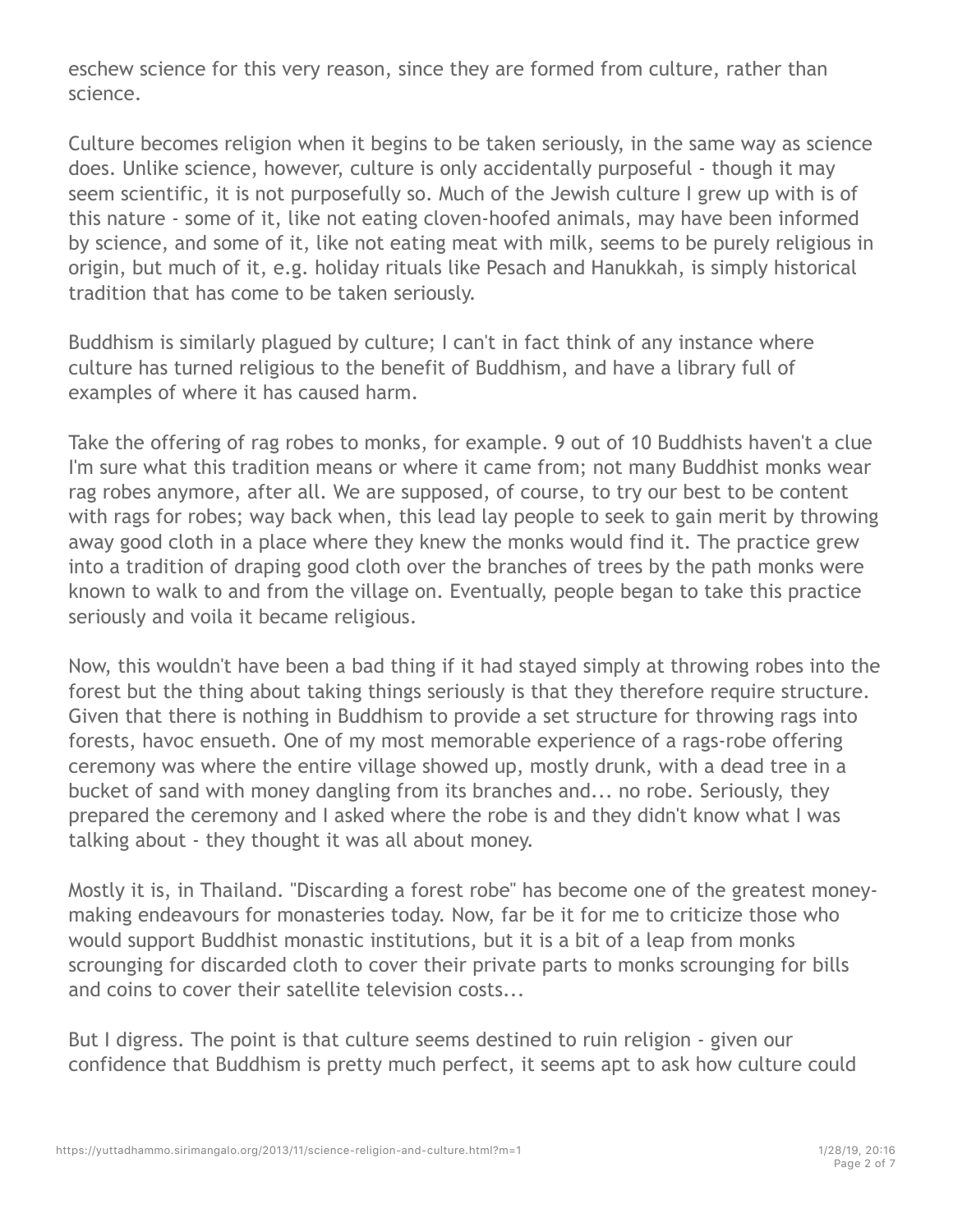eschew science for this very reason, since they are formed from culture, rather than science.

Culture becomes religion when it begins to be taken seriously, in the same way as science does. Unlike science, however, culture is only accidentally purposeful - though it may seem scientific, it is not purposefully so. Much of the Jewish culture I grew up with is of this nature - some of it, like not eating cloven-hoofed animals, may have been informed by science, and some of it, like not eating meat with milk, seems to be purely religious in origin, but much of it, e.g. holiday rituals like Pesach and Hanukkah, is simply historical tradition that has come to be taken seriously.

Buddhism is similarly plagued by culture; I can't in fact think of any instance where culture has turned religious to the benefit of Buddhism, and have a library full of examples of where it has caused harm.

Take the offering of rag robes to monks, for example. 9 out of 10 Buddhists haven't a clue I'm sure what this tradition means or where it came from; not many Buddhist monks wear rag robes anymore, after all. We are supposed, of course, to try our best to be content with rags for robes; way back when, this lead lay people to seek to gain merit by throwing away good cloth in a place where they knew the monks would find it. The practice grew into a tradition of draping good cloth over the branches of trees by the path monks were known to walk to and from the village on. Eventually, people began to take this practice seriously and voila it became religious.

Now, this wouldn't have been a bad thing if it had stayed simply at throwing robes into the forest but the thing about taking things seriously is that they therefore require structure. Given that there is nothing in Buddhism to provide a set structure for throwing rags into forests, havoc ensueth. One of my most memorable experience of a rags-robe offering ceremony was where the entire village showed up, mostly drunk, with a dead tree in a bucket of sand with money dangling from its branches and... no robe. Seriously, they prepared the ceremony and I asked where the robe is and they didn't know what I was talking about - they thought it was all about money.

Mostly it is, in Thailand. "Discarding a forest robe" has become one of the greatest money-making endeavours for monasteries today. Now, far be it for me to criticize those who would support Buddhist monastic institutions, but it is a bit of a leap from monks scrounging for discarded cloth to cover their private parts to monks scrounging for bills and coins to cover their satellite television costs...

But I digress. The point is that culture seems destined to ruin religion - given our confidence that Buddhism is pretty much perfect, it seems apt to ask how culture could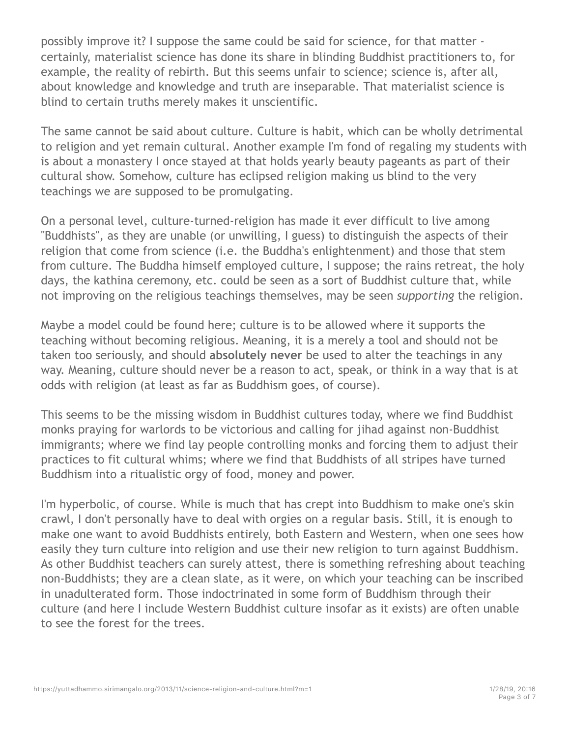possibly improve it? I suppose the same could be said for science, for that matter - certainly, materialist science has done its share in blinding Buddhist practitioners to, for example, the reality of rebirth. But this seems unfair to science; science is, after all, about knowledge and knowledge and truth are inseparable. That materialist science is blind to certain truths merely makes it unscientific.

The same cannot be said about culture. Culture is habit, which can be wholly detrimental to religion and yet remain cultural. Another example I'm fond of regaling my students with is about a monastery I once stayed at that holds yearly beauty pageants as part of their cultural show. Somehow, culture has eclipsed religion making us blind to the very teachings we are supposed to be promulgating.

On a personal level, culture-turned-religion has made it ever difficult to live among "Buddhists", as they are unable (or unwilling, I guess) to distinguish the aspects of their religion that come from science (i.e. the Buddha's enlightenment) and those that stem from culture. The Buddha himself employed culture, I suppose; the rains retreat, the holy days, the kathina ceremony, etc. could be seen as a sort of Buddhist culture that, while not improving on the religious teachings themselves, may be seen *supporting* the religion.

Maybe a model could be found here; culture is to be allowed where it supports the teaching without becoming religious. Meaning, it is a merely a tool and should not be taken too seriously, and should **absolutely never** be used to alter the teachings in any way. Meaning, culture should never be a reason to act, speak, or think in a way that is at odds with religion (at least as far as Buddhism goes, of course).

This seems to be the missing wisdom in Buddhist cultures today, where we find Buddhist monks praying for warlords to be victorious and calling for jihad against non-Buddhist immigrants; where we find lay people controlling monks and forcing them to adjust their practices to fit cultural whims; where we find that Buddhists of all stripes have turned Buddhism into a ritualistic orgy of food, money and power.

I'm hyperbolic, of course. While is much that has crept into Buddhism to make one's skin crawl, I don't personally have to deal with orgies on a regular basis. Still, it is enough to make one want to avoid Buddhists entirely, both Eastern and Western, when one sees how easily they turn culture into religion and use their new religion to turn against Buddhism. As other Buddhist teachers can surely attest, there is something refreshing about teaching non-Buddhists; they are a clean slate, as it were, on which your teaching can be inscribed in unadulterated form. Those indoctrinated in some form of Buddhism through their culture (and here I include Western Buddhist culture insofar as it exists) are often unable to see the forest for the trees.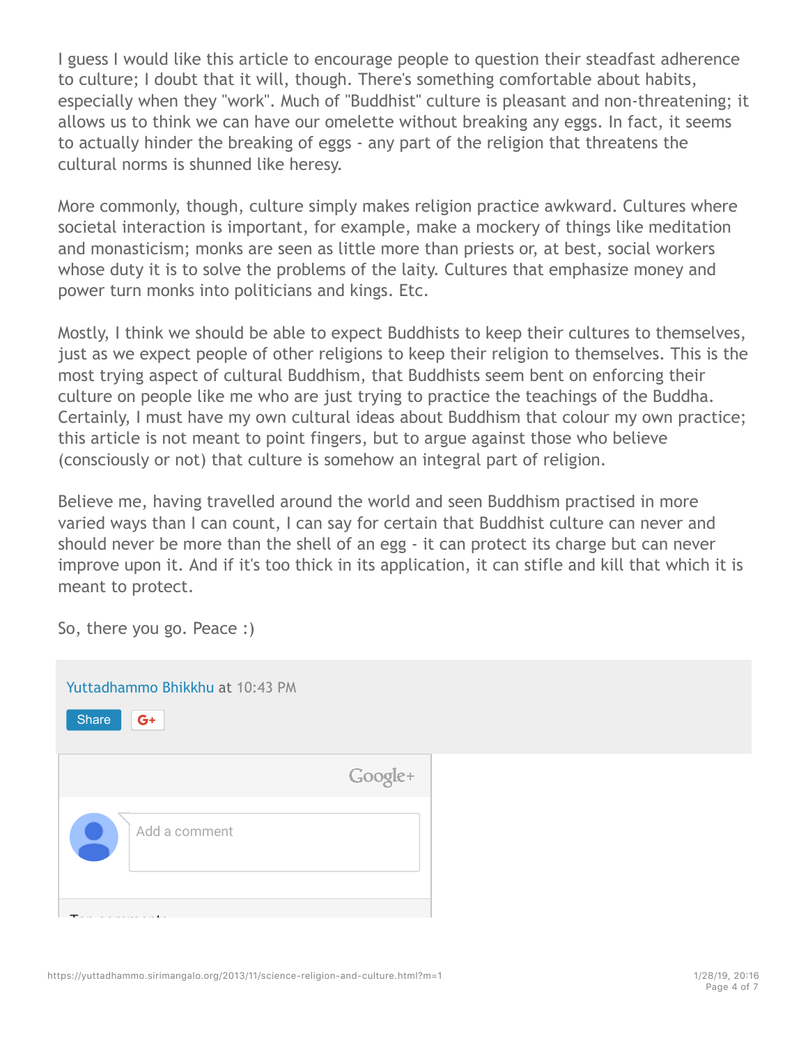I guess I would like this article to encourage people to question their steadfast adherence to culture; I doubt that it will, though. There's something comfortable about habits, especially when they "work". Much of "Buddhist" culture is pleasant and non-threatening; it allows us to think we can have our omelette without breaking any eggs. In fact, it seems to actually hinder the breaking of eggs - any part of the religion that threatens the cultural norms is shunned like heresy.

More commonly, though, culture simply makes religion practice awkward. Cultures where societal interaction is important, for example, make a mockery of things like meditation and monasticism; monks are seen as little more than priests or, at best, social workers whose duty it is to solve the problems of the laity. Cultures that emphasize money and power turn monks into politicians and kings. Etc.

Mostly, I think we should be able to expect Buddhists to keep their cultures to themselves, just as we expect people of other religions to keep their religion to themselves. This is the most trying aspect of cultural Buddhism, that Buddhists seem bent on enforcing their culture on people like me who are just trying to practice the teachings of the Buddha. Certainly, I must have my own cultural ideas about Buddhism that colour my own practice; this article is not meant to point fingers, but to argue against those who believe (consciously or not) that culture is somehow an integral part of religion.

Believe me, having travelled around the world and seen Buddhism practised in more varied ways than I can count, I can say for certain that Buddhist culture can never and should never be more than the shell of an egg - it can protect its charge but can never improve upon it. And if it's too thick in its application, it can stifle and kill that which it is meant to protect.

So, there you go. Peace :)

Yuttadhammo Bhikkhu at 10:43 PM

Share G+

Google+

Add a comment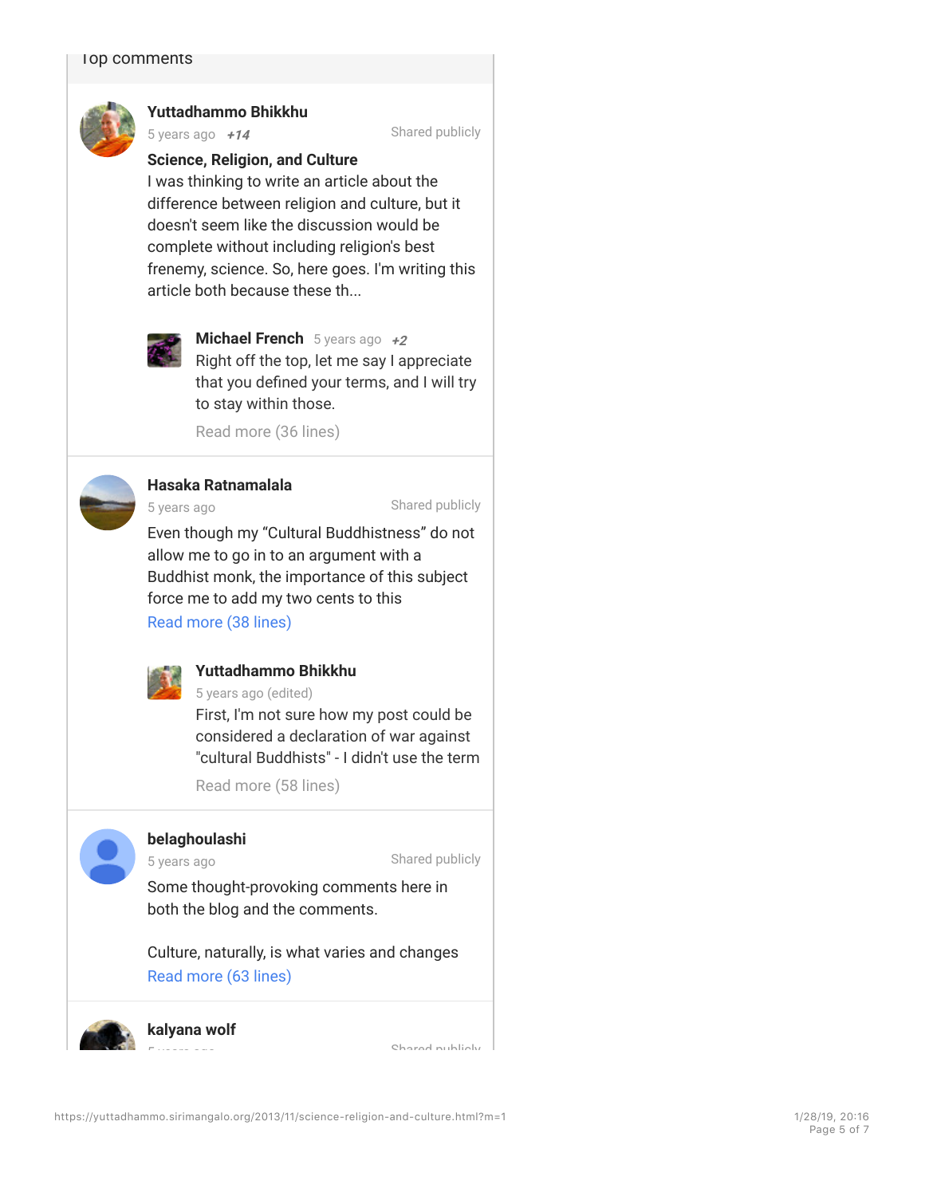Top comments

**Yuttadhammo Bhikkhu**
5 years ago +14 Shared publicly

**Science, Religion, and Culture**
I was thinking to write an article about the difference between religion and culture, but it doesn't seem like the discussion would be complete without including religion's best frenemy, science. So, here goes. I'm writing this article both because these th...

**Michael French** 5 years ago +2
Right off the top, let me say I appreciate that you defined your terms, and I will try to stay within those.
Read more (36 lines)

**Hasaka Ratnamalala**
5 years ago Shared publicly

Even though my "Cultural Buddhistness" do not allow me to go in to an argument with a Buddhist monk, the importance of this subject force me to add my two cents to this
Read more (38 lines)

**Yuttadhammo Bhikkhu**
5 years ago (edited)
First, I'm not sure how my post could be considered a declaration of war against "cultural Buddhists" - I didn't use the term
Read more (58 lines)

**belaghoulashi**
5 years ago Shared publicly

Some thought-provoking comments here in both the blog and the comments.

Culture, naturally, is what varies and changes
Read more (63 lines)

**kalyana wolf**
5 years ago Shared publicly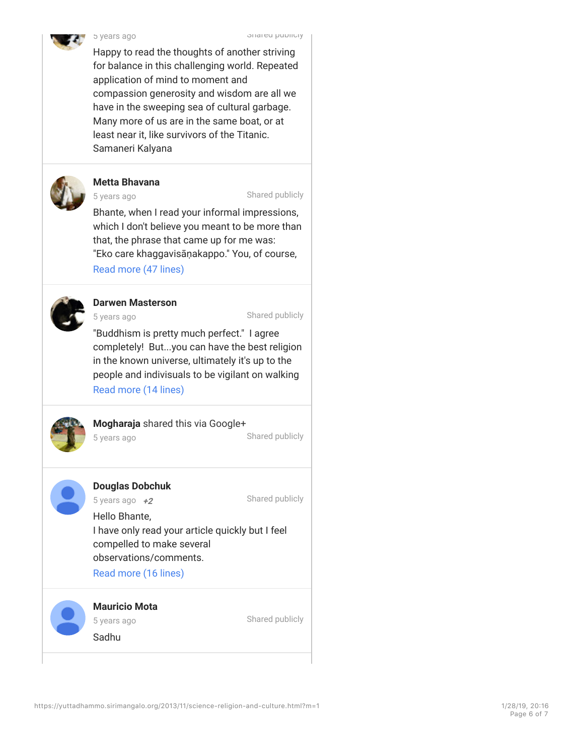5 years ago

Shared publicly

Happy to read the thoughts of another striving for balance in this challenging world. Repeated application of mind to moment and compassion generosity and wisdom are all we have in the sweeping sea of cultural garbage. Many more of us are in the same boat, or at least near it, like survivors of the Titanic.
Samaneri Kalyana

---

**Metta Bhavana**

5 years ago

Shared publicly

Bhante, when I read your informal impressions, which I don't believe you meant to be more than that, the phrase that came up for me was: "Eko care khaggavisāṇakappo." You, of course,

Read more (47 lines)

---

**Darwen Masterson**

5 years ago

Shared publicly

"Buddhism is pretty much perfect." I agree completely! But...you can have the best religion in the known universe, ultimately it's up to the people and indivisuals to be vigilant on walking

Read more (14 lines)

---

**Mogharaja** shared this via Google+

5 years ago

Shared publicly

---

**Douglas Dobchuk**

5 years ago +2

Shared publicly

Hello Bhante,
I have only read your article quickly but I feel compelled to make several observations/comments.

Read more (16 lines)

---

**Mauricio Mota**

5 years ago

Shared publicly

Sadhu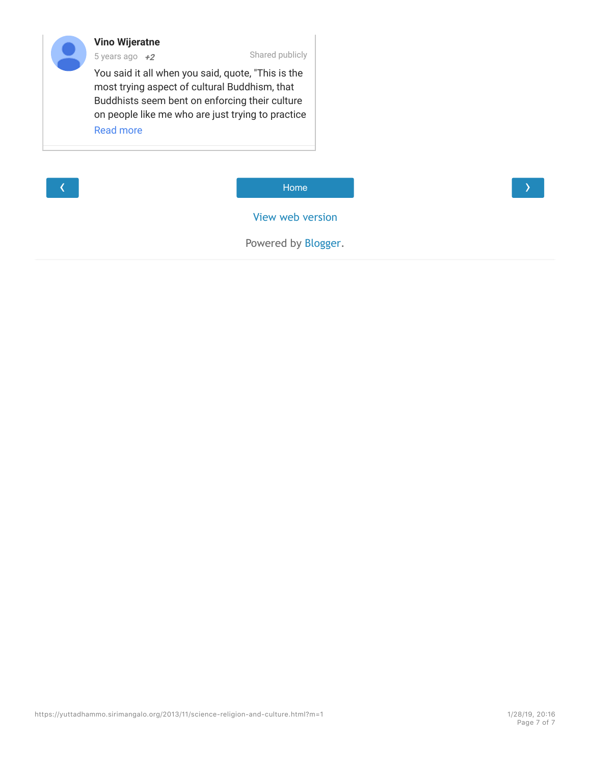**Vino Wijeratne**

5 years ago +2 Shared publicly

You said it all when you said, quote, "This is the most trying aspect of cultural Buddhism, that Buddhists seem bent on enforcing their culture on people like me who are just trying to practice

Read more

‹ Home ›

View web version

Powered by Blogger.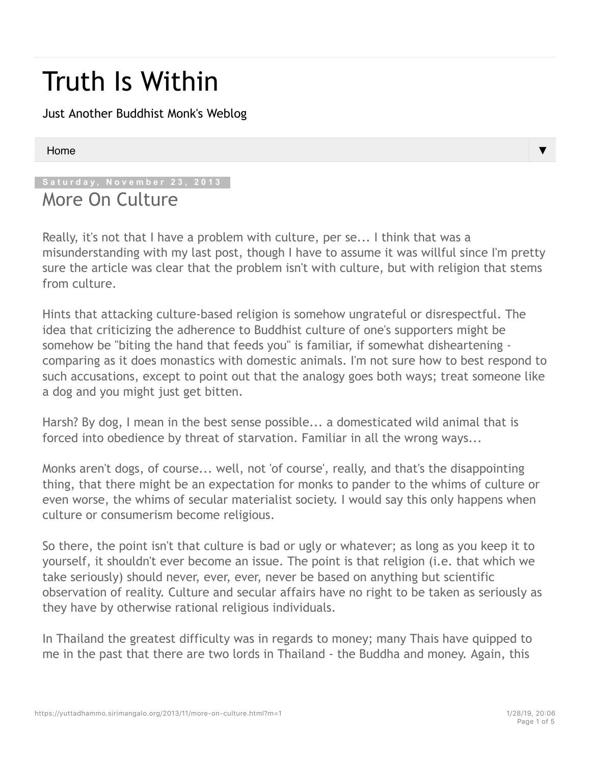# Truth Is Within

Just Another Buddhist Monk's Weblog

Home ▼

Saturday, November 23, 2013

## More On Culture

Really, it's not that I have a problem with culture, per se... I think that was a misunderstanding with my last post, though I have to assume it was willful since I'm pretty sure the article was clear that the problem isn't with culture, but with religion that stems from culture.

Hints that attacking culture-based religion is somehow ungrateful or disrespectful. The idea that criticizing the adherence to Buddhist culture of one's supporters might be somehow be "biting the hand that feeds you" is familiar, if somewhat disheartening - comparing as it does monastics with domestic animals. I'm not sure how to best respond to such accusations, except to point out that the analogy goes both ways; treat someone like a dog and you might just get bitten.

Harsh? By dog, I mean in the best sense possible... a domesticated wild animal that is forced into obedience by threat of starvation. Familiar in all the wrong ways...

Monks aren't dogs, of course... well, not 'of course', really, and that's the disappointing thing, that there might be an expectation for monks to pander to the whims of culture or even worse, the whims of secular materialist society. I would say this only happens when culture or consumerism become religious.

So there, the point isn't that culture is bad or ugly or whatever; as long as you keep it to yourself, it shouldn't ever become an issue. The point is that religion (i.e. that which we take seriously) should never, ever, ever, never be based on anything but scientific observation of reality. Culture and secular affairs have no right to be taken as seriously as they have by otherwise rational religious individuals.

In Thailand the greatest difficulty was in regards to money; many Thais have quipped to me in the past that there are two lords in Thailand - the Buddha and money. Again, this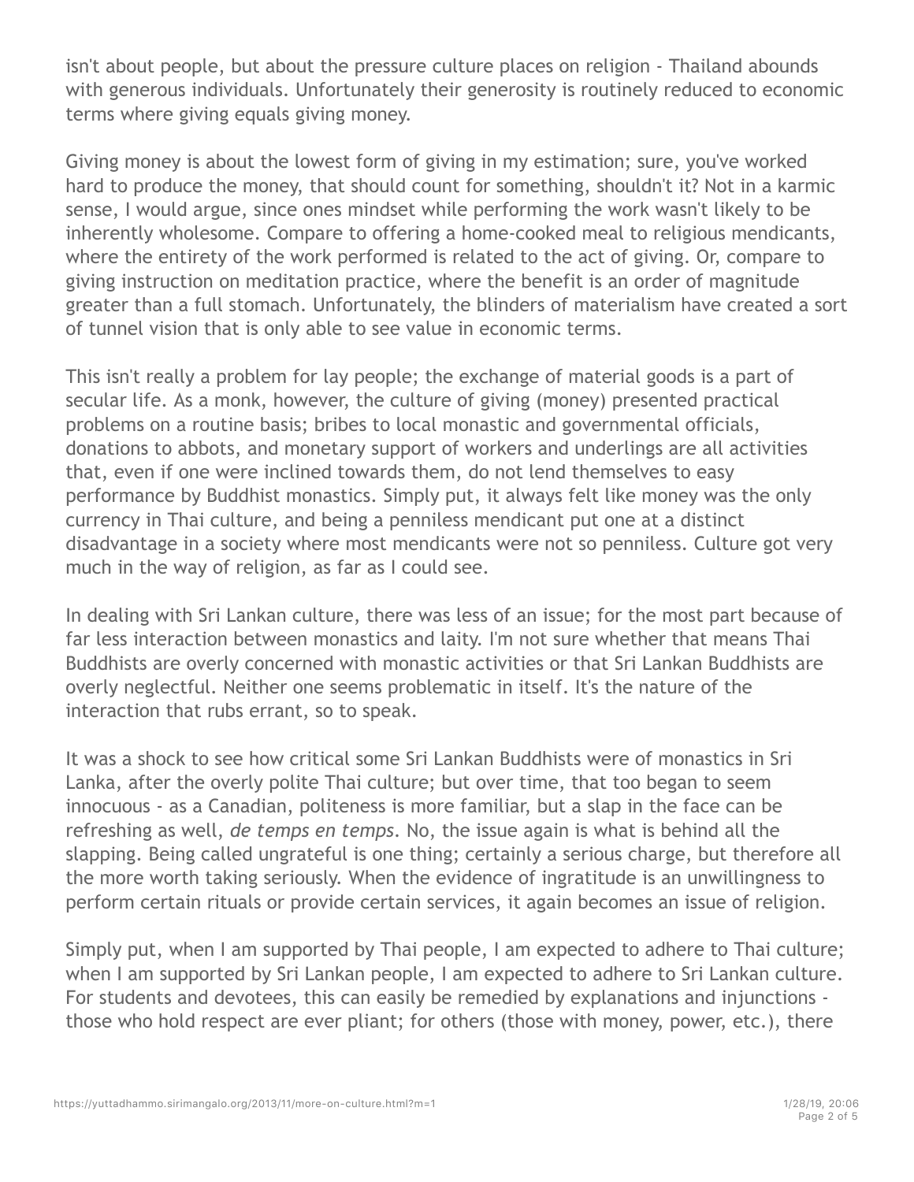isn't about people, but about the pressure culture places on religion - Thailand abounds with generous individuals. Unfortunately their generosity is routinely reduced to economic terms where giving equals giving money.

Giving money is about the lowest form of giving in my estimation; sure, you've worked hard to produce the money, that should count for something, shouldn't it? Not in a karmic sense, I would argue, since ones mindset while performing the work wasn't likely to be inherently wholesome. Compare to offering a home-cooked meal to religious mendicants, where the entirety of the work performed is related to the act of giving. Or, compare to giving instruction on meditation practice, where the benefit is an order of magnitude greater than a full stomach. Unfortunately, the blinders of materialism have created a sort of tunnel vision that is only able to see value in economic terms.

This isn't really a problem for lay people; the exchange of material goods is a part of secular life. As a monk, however, the culture of giving (money) presented practical problems on a routine basis; bribes to local monastic and governmental officials, donations to abbots, and monetary support of workers and underlings are all activities that, even if one were inclined towards them, do not lend themselves to easy performance by Buddhist monastics. Simply put, it always felt like money was the only currency in Thai culture, and being a penniless mendicant put one at a distinct disadvantage in a society where most mendicants were not so penniless. Culture got very much in the way of religion, as far as I could see.

In dealing with Sri Lankan culture, there was less of an issue; for the most part because of far less interaction between monastics and laity. I'm not sure whether that means Thai Buddhists are overly concerned with monastic activities or that Sri Lankan Buddhists are overly neglectful. Neither one seems problematic in itself. It's the nature of the interaction that rubs errant, so to speak.

It was a shock to see how critical some Sri Lankan Buddhists were of monastics in Sri Lanka, after the overly polite Thai culture; but over time, that too began to seem innocuous - as a Canadian, politeness is more familiar, but a slap in the face can be refreshing as well, *de temps en temps*. No, the issue again is what is behind all the slapping. Being called ungrateful is one thing; certainly a serious charge, but therefore all the more worth taking seriously. When the evidence of ingratitude is an unwillingness to perform certain rituals or provide certain services, it again becomes an issue of religion.

Simply put, when I am supported by Thai people, I am expected to adhere to Thai culture; when I am supported by Sri Lankan people, I am expected to adhere to Sri Lankan culture. For students and devotees, this can easily be remedied by explanations and injunctions - those who hold respect are ever pliant; for others (those with money, power, etc.), there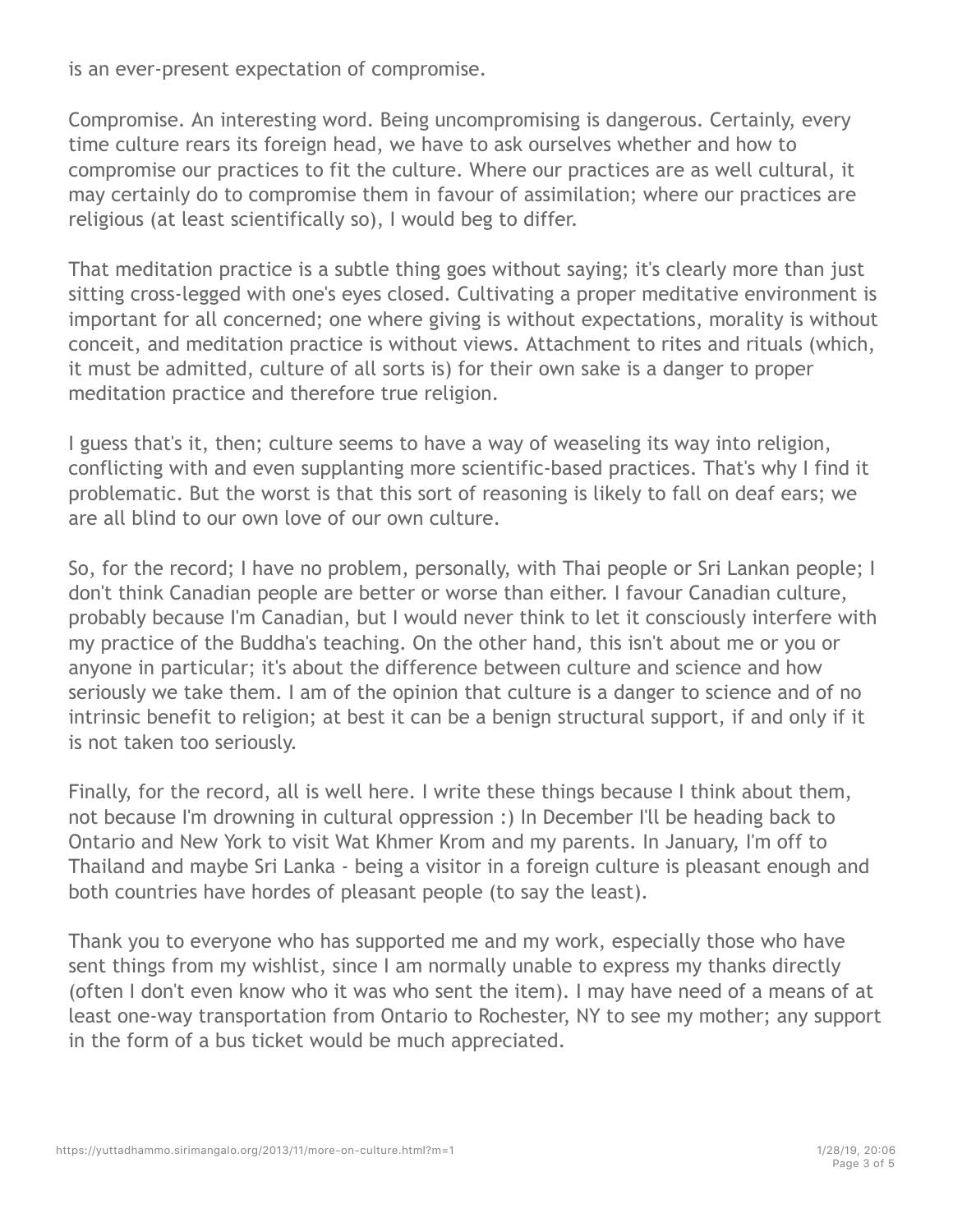is an ever-present expectation of compromise.

Compromise. An interesting word. Being uncompromising is dangerous. Certainly, every time culture rears its foreign head, we have to ask ourselves whether and how to compromise our practices to fit the culture. Where our practices are as well cultural, it may certainly do to compromise them in favour of assimilation; where our practices are religious (at least scientifically so), I would beg to differ.

That meditation practice is a subtle thing goes without saying; it's clearly more than just sitting cross-legged with one's eyes closed. Cultivating a proper meditative environment is important for all concerned; one where giving is without expectations, morality is without conceit, and meditation practice is without views. Attachment to rites and rituals (which, it must be admitted, culture of all sorts is) for their own sake is a danger to proper meditation practice and therefore true religion.

I guess that's it, then; culture seems to have a way of weaseling its way into religion, conflicting with and even supplanting more scientific-based practices. That's why I find it problematic. But the worst is that this sort of reasoning is likely to fall on deaf ears; we are all blind to our own love of our own culture.

So, for the record; I have no problem, personally, with Thai people or Sri Lankan people; I don't think Canadian people are better or worse than either. I favour Canadian culture, probably because I'm Canadian, but I would never think to let it consciously interfere with my practice of the Buddha's teaching. On the other hand, this isn't about me or you or anyone in particular; it's about the difference between culture and science and how seriously we take them. I am of the opinion that culture is a danger to science and of no intrinsic benefit to religion; at best it can be a benign structural support, if and only if it is not taken too seriously.

Finally, for the record, all is well here. I write these things because I think about them, not because I'm drowning in cultural oppression :) In December I'll be heading back to Ontario and New York to visit Wat Khmer Krom and my parents. In January, I'm off to Thailand and maybe Sri Lanka - being a visitor in a foreign culture is pleasant enough and both countries have hordes of pleasant people (to say the least).

Thank you to everyone who has supported me and my work, especially those who have sent things from my wishlist, since I am normally unable to express my thanks directly (often I don't even know who it was who sent the item). I may have need of a means of at least one-way transportation from Ontario to Rochester, NY to see my mother; any support in the form of a bus ticket would be much appreciated.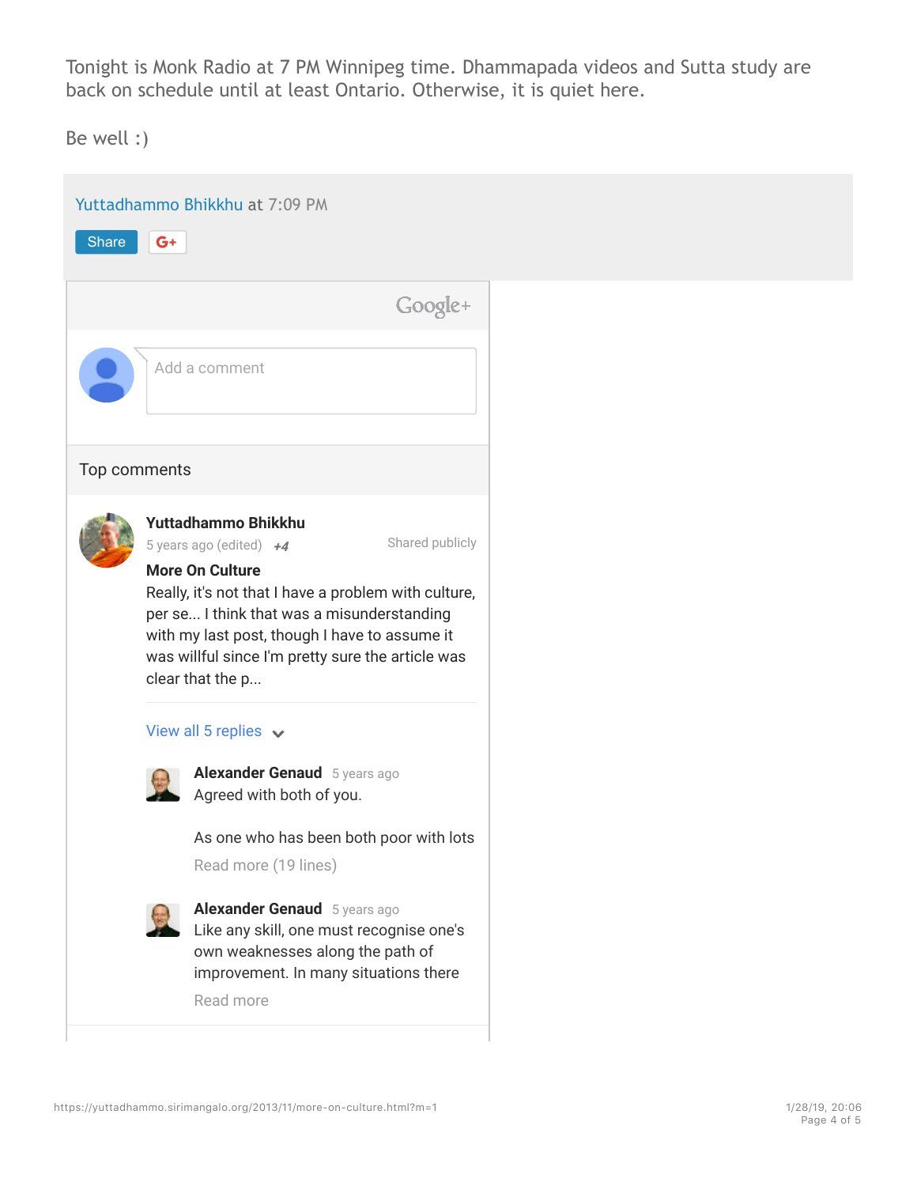Tonight is Monk Radio at 7 PM Winnipeg time. Dhammapada videos and Sutta study are back on schedule until at least Ontario. Otherwise, it is quiet here.

Be well :)

Yuttadhammo Bhikkhu at 7:09 PM

Share

Google+

Add a comment

Top comments

**Yuttadhammo Bhikkhu**
5 years ago (edited) +4 Shared publicly

**More On Culture**
Really, it's not that I have a problem with culture, per se... I think that was a misunderstanding with my last post, though I have to assume it was willful since I'm pretty sure the article was clear that the p...

View all 5 replies

**Alexander Genaud** 5 years ago
Agreed with both of you.

As one who has been both poor with lots
Read more (19 lines)

**Alexander Genaud** 5 years ago
Like any skill, one must recognise one's own weaknesses along the path of improvement. In many situations there
Read more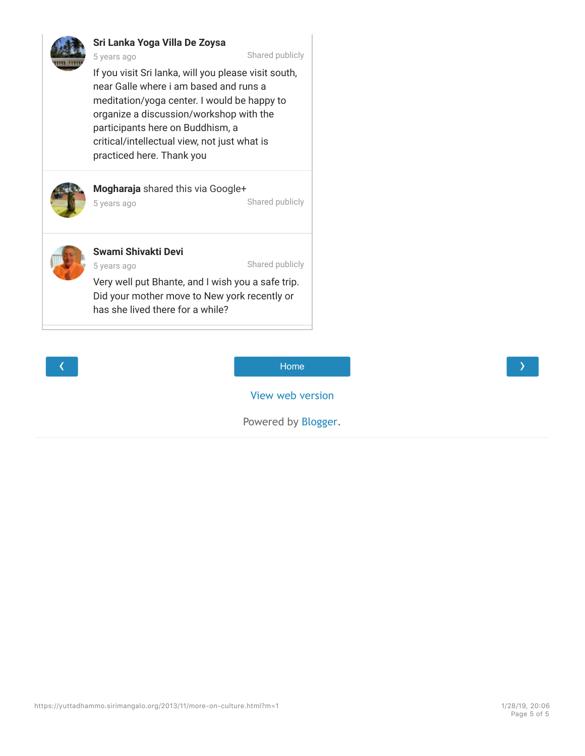**Sri Lanka Yoga Villa De Zoysa**

5 years ago

Shared publicly

If you visit Sri lanka, will you please visit south, near Galle where i am based and runs a meditation/yoga center. I would be happy to organize a discussion/workshop with the participants here on Buddhism, a critical/intellectual view, not just what is practiced here. Thank you

**Mogharaja** shared this via Google+

5 years ago

Shared publicly

**Swami Shivakti Devi**

5 years ago

Shared publicly

Very well put Bhante, and I wish you a safe trip. Did your mother move to New york recently or has she lived there for a while?

‹ Home ›

View web version

Powered by Blogger.